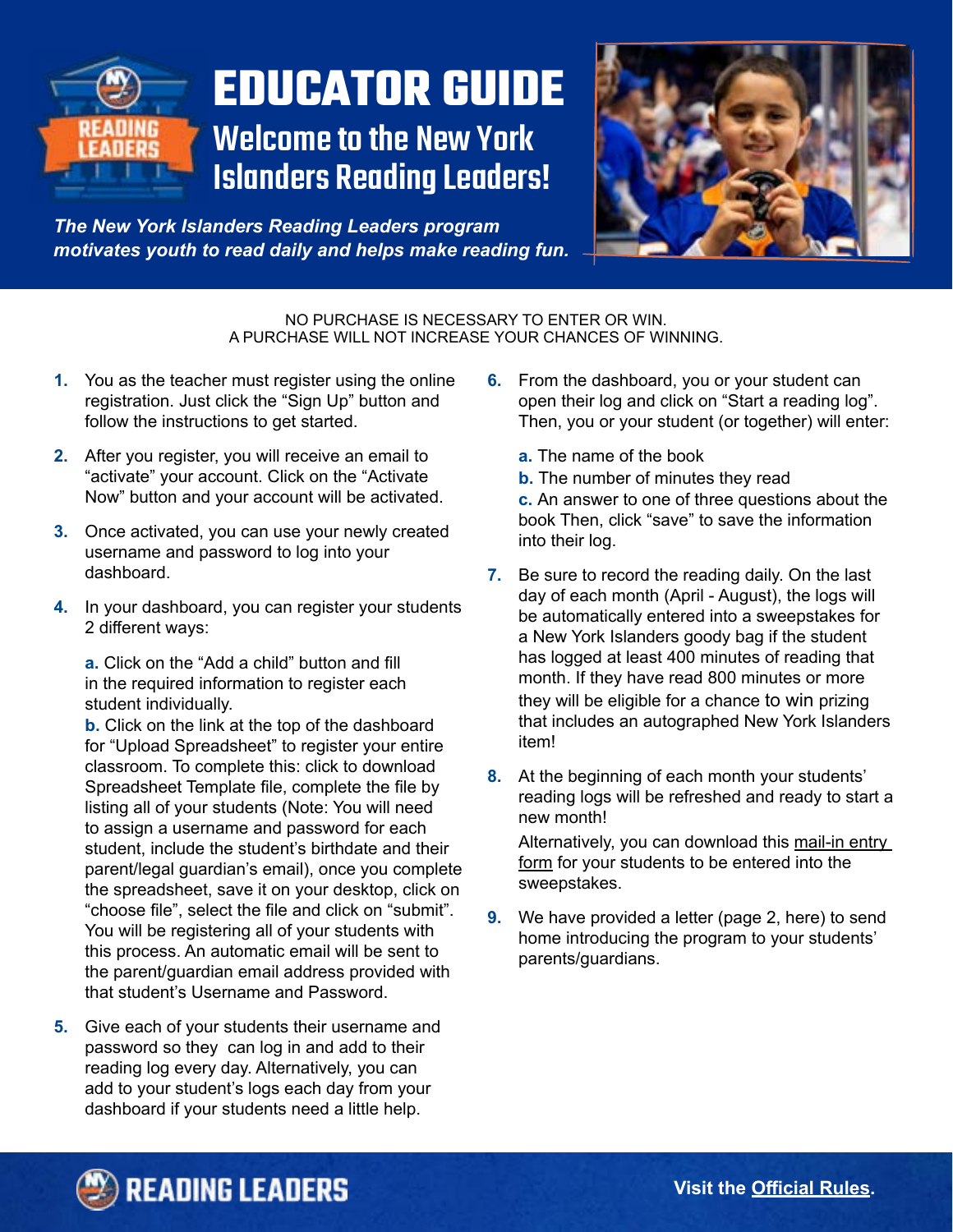# EDUCATOR GUIDE

## Welcome to the New York Islanders Reading Leaders!

***The New York Islanders Reading Leaders program motivates youth to read daily and helps make reading fun.***

NO PURCHASE IS NECESSARY TO ENTER OR WIN.
A PURCHASE WILL NOT INCREASE YOUR CHANCES OF WINNING.

1. You as the teacher must register using the online registration. Just click the "Sign Up" button and follow the instructions to get started.

2. After you register, you will receive an email to "activate" your account. Click on the "Activate Now" button and your account will be activated.

3. Once activated, you can use your newly created username and password to log into your dashboard.

4. In your dashboard, you can register your students 2 different ways:

   **a.** Click on the "Add a child" button and fill in the required information to register each student individually.
   **b.** Click on the link at the top of the dashboard for "Upload Spreadsheet" to register your entire classroom. To complete this: click to download Spreadsheet Template file, complete the file by listing all of your students (Note: You will need to assign a username and password for each student, include the student's birthdate and their parent/legal guardian's email), once you complete the spreadsheet, save it on your desktop, click on "choose file", select the file and click on "submit". You will be registering all of your students with this process. An automatic email will be sent to the parent/guardian email address provided with that student's Username and Password.

5. Give each of your students their username and password so they can log in and add to their reading log every day. Alternatively, you can add to your student's logs each day from your dashboard if your students need a little help.

6. From the dashboard, you or your student can open their log and click on "Start a reading log". Then, you or your student (or together) will enter:

   **a.** The name of the book
   **b.** The number of minutes they read
   **c.** An answer to one of three questions about the book Then, click "save" to save the information into their log.

7. Be sure to record the reading daily. On the last day of each month (April - August), the logs will be automatically entered into a sweepstakes for a New York Islanders goody bag if the student has logged at least 400 minutes of reading that month. If they have read 800 minutes or more they will be eligible for a chance to win prizing that includes an autographed New York Islanders item!

8. At the beginning of each month your students' reading logs will be refreshed and ready to start a new month!

   Alternatively, you can download this mail-in entry form for your students to be entered into the sweepstakes.

9. We have provided a letter (page 2, here) to send home introducing the program to your students' parents/guardians.

**READING LEADERS**

**Visit the Official Rules.**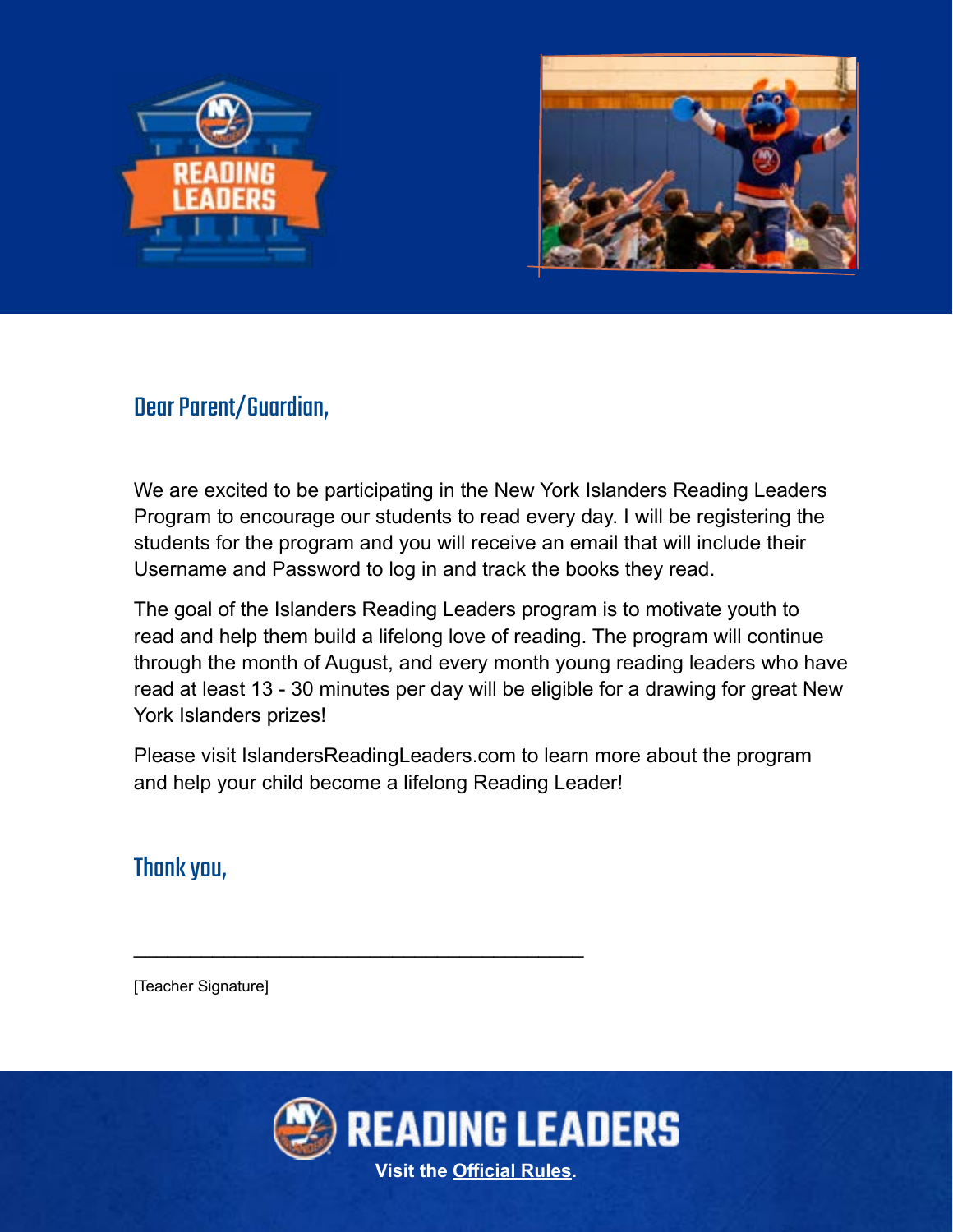Dear Parent/Guardian,

We are excited to be participating in the New York Islanders Reading Leaders Program to encourage our students to read every day. I will be registering the students for the program and you will receive an email that will include their Username and Password to log in and track the books they read.

The goal of the Islanders Reading Leaders program is to motivate youth to read and help them build a lifelong love of reading. The program will continue through the month of August, and every month young reading leaders who have read at least 13 - 30 minutes per day will be eligible for a drawing for great New York Islanders prizes!

Please visit IslandersReadingLeaders.com to learn more about the program and help your child become a lifelong Reading Leader!

Thank you,

\_\_\_\_\_\_\_\_\_\_\_\_\_\_\_\_\_\_\_\_\_\_\_\_\_\_\_\_\_\_\_\_\_\_\_\_\_\_\_\_

[Teacher Signature]

READING LEADERS

Visit the Official Rules.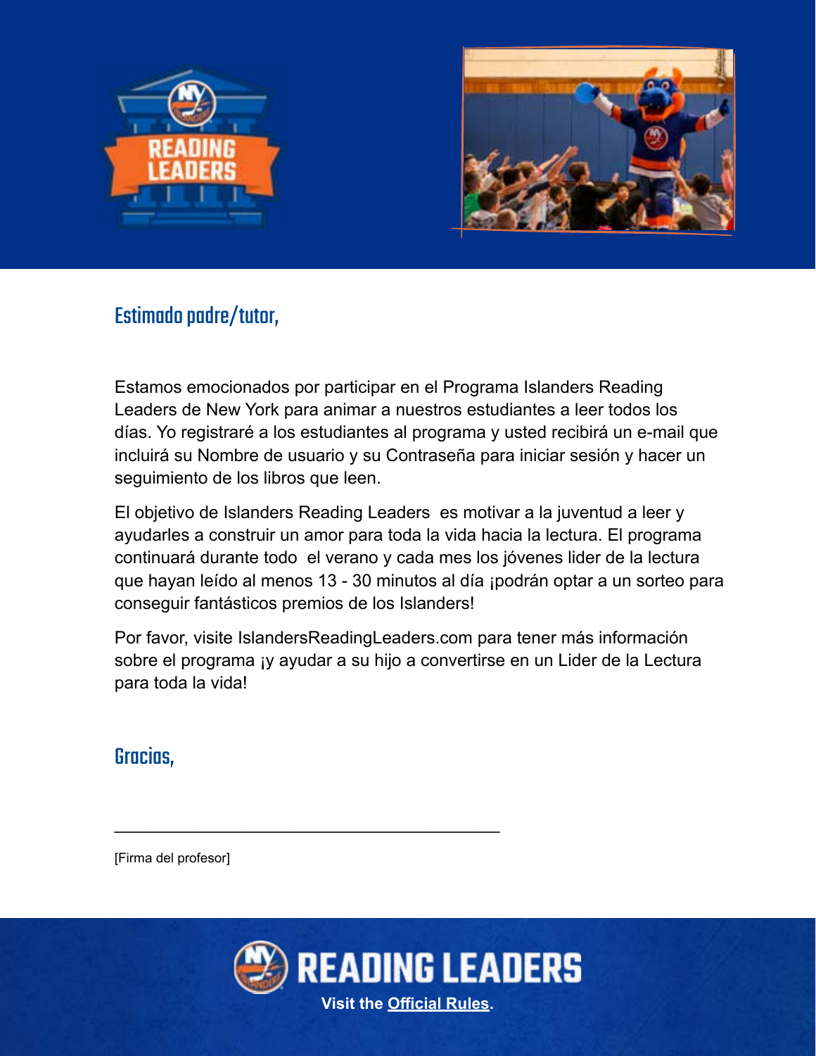## Estimado padre/tutor,

Estamos emocionados por participar en el Programa Islanders Reading Leaders de New York para animar a nuestros estudiantes a leer todos los días. Yo registraré a los estudiantes al programa y usted recibirá un e-mail que incluirá su Nombre de usuario y su Contraseña para iniciar sesión y hacer un seguimiento de los libros que leen.

El objetivo de Islanders Reading Leaders es motivar a la juventud a leer y ayudarles a construir un amor para toda la vida hacia la lectura. El programa continuará durante todo el verano y cada mes los jóvenes lider de la lectura que hayan leído al menos 13 - 30 minutos al día ¡podrán optar a un sorteo para conseguir fantásticos premios de los Islanders!

Por favor, visite IslandersReadingLeaders.com para tener más información sobre el programa ¡y ayudar a su hijo a convertirse en un Lider de la Lectura para toda la vida!

## Gracias,

___________________________________________

[Firma del profesor]

READING LEADERS

Visit the Official Rules.